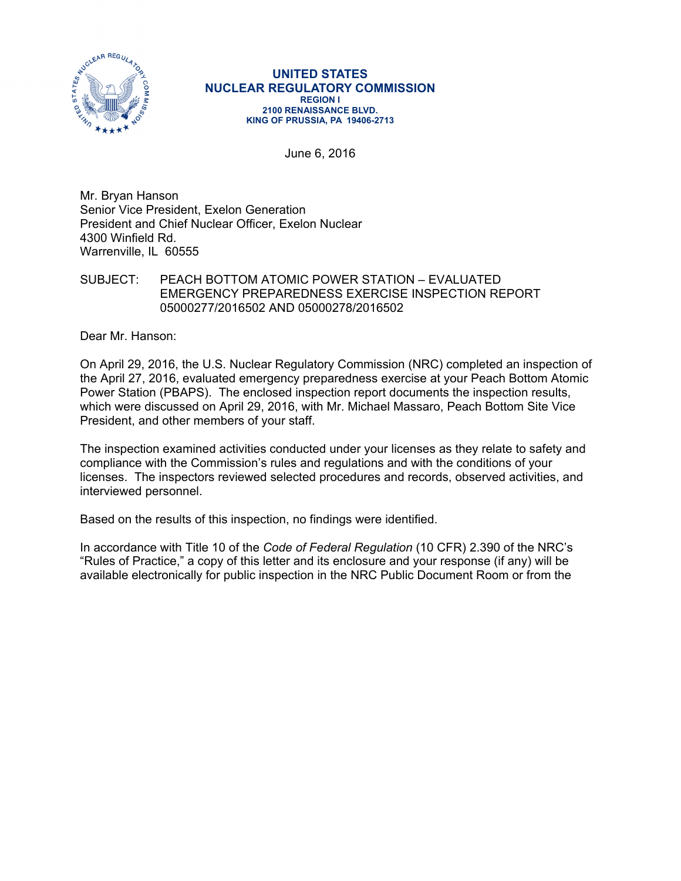**UNITED STATES**
**NUCLEAR REGULATORY COMMISSION**
**REGION I**
**2100 RENAISSANCE BLVD.**
**KING OF PRUSSIA, PA 19406-2713**

June 6, 2016

Mr. Bryan Hanson
Senior Vice President, Exelon Generation
President and Chief Nuclear Officer, Exelon Nuclear
4300 Winfield Rd.
Warrenville, IL 60555

SUBJECT: PEACH BOTTOM ATOMIC POWER STATION – EVALUATED EMERGENCY PREPAREDNESS EXERCISE INSPECTION REPORT 05000277/2016502 AND 05000278/2016502

Dear Mr. Hanson:

On April 29, 2016, the U.S. Nuclear Regulatory Commission (NRC) completed an inspection of the April 27, 2016, evaluated emergency preparedness exercise at your Peach Bottom Atomic Power Station (PBAPS). The enclosed inspection report documents the inspection results, which were discussed on April 29, 2016, with Mr. Michael Massaro, Peach Bottom Site Vice President, and other members of your staff.

The inspection examined activities conducted under your licenses as they relate to safety and compliance with the Commission's rules and regulations and with the conditions of your licenses. The inspectors reviewed selected procedures and records, observed activities, and interviewed personnel.

Based on the results of this inspection, no findings were identified.

In accordance with Title 10 of the *Code of Federal Regulation* (10 CFR) 2.390 of the NRC's "Rules of Practice," a copy of this letter and its enclosure and your response (if any) will be available electronically for public inspection in the NRC Public Document Room or from the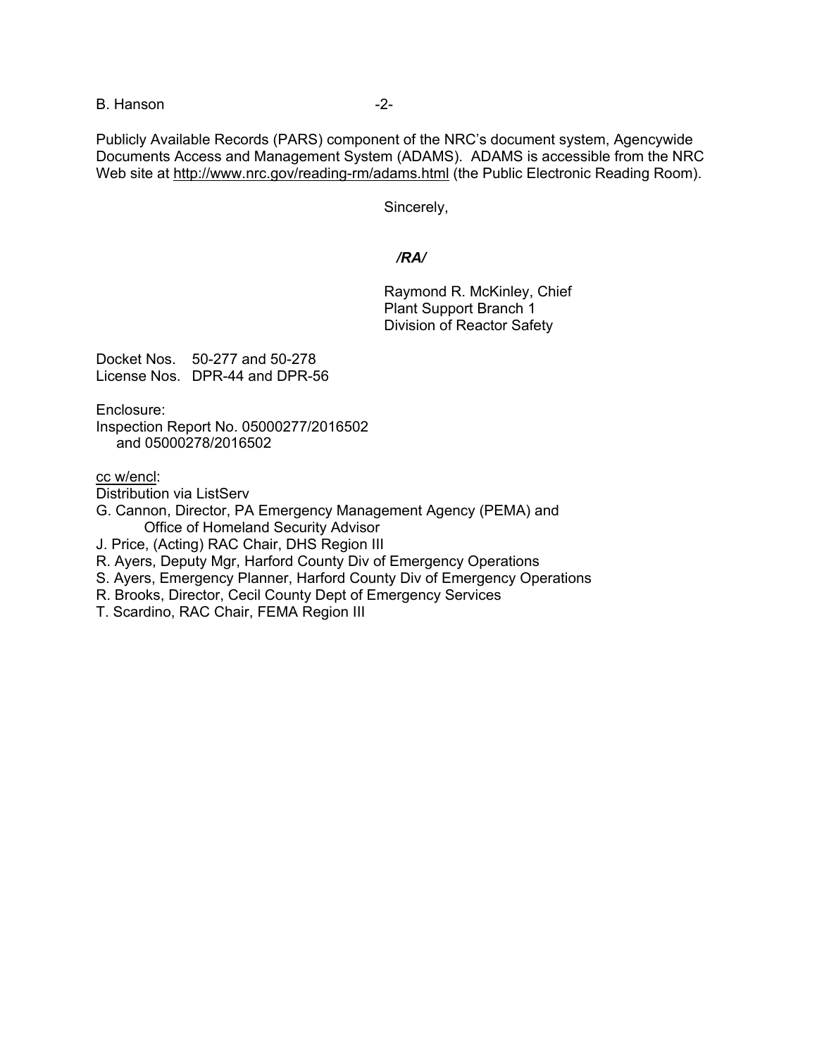Publicly Available Records (PARS) component of the NRC's document system, Agencywide Documents Access and Management System (ADAMS). ADAMS is accessible from the NRC Web site at http://www.nrc.gov/reading-rm/adams.html (the Public Electronic Reading Room).

Sincerely,

*/RA/*

Raymond R. McKinley, Chief
Plant Support Branch 1
Division of Reactor Safety

Docket Nos. 50-277 and 50-278
License Nos. DPR-44 and DPR-56

Enclosure:
Inspection Report No. 05000277/2016502
and 05000278/2016502

cc w/encl:
Distribution via ListServ
G. Cannon, Director, PA Emergency Management Agency (PEMA) and
Office of Homeland Security Advisor
J. Price, (Acting) RAC Chair, DHS Region III
R. Ayers, Deputy Mgr, Harford County Div of Emergency Operations
S. Ayers, Emergency Planner, Harford County Div of Emergency Operations
R. Brooks, Director, Cecil County Dept of Emergency Services
T. Scardino, RAC Chair, FEMA Region III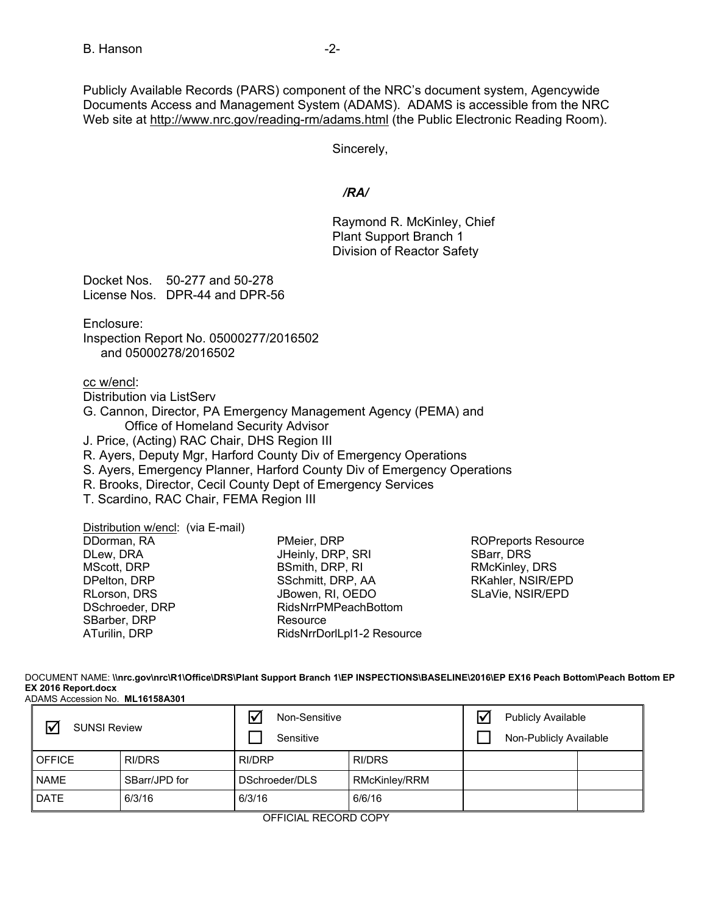Publicly Available Records (PARS) component of the NRC's document system, Agencywide Documents Access and Management System (ADAMS). ADAMS is accessible from the NRC Web site at http://www.nrc.gov/reading-rm/adams.html (the Public Electronic Reading Room).

Sincerely,

*/RA/*

Raymond R. McKinley, Chief
Plant Support Branch 1
Division of Reactor Safety

Docket Nos. 50-277 and 50-278
License Nos. DPR-44 and DPR-56

Enclosure:
Inspection Report No. 05000277/2016502
and 05000278/2016502

cc w/encl:
Distribution via ListServ
G. Cannon, Director, PA Emergency Management Agency (PEMA) and
Office of Homeland Security Advisor
J. Price, (Acting) RAC Chair, DHS Region III
R. Ayers, Deputy Mgr, Harford County Div of Emergency Operations
S. Ayers, Emergency Planner, Harford County Div of Emergency Operations
R. Brooks, Director, Cecil County Dept of Emergency Services
T. Scardino, RAC Chair, FEMA Region III

Distribution w/encl: (via E-mail)
DDorman, RA
DLew, DRA
MScott, DRP
DPelton, DRP
RLorson, DRS
DSchroeder, DRP
SBarber, DRP
ATurilin, DRP
PMeier, DRP
JHeinly, DRP, SRI
BSmith, DRP, RI
SSchmitt, DRP, AA
JBowen, RI, OEDO
RidsNrrPMPeachBottom Resource
RidsNrrDorlLpl1-2 Resource
ROPreports Resource
SBarr, DRS
RMcKinley, DRS
RKahler, NSIR/EPD
SLaVie, NSIR/EPD

DOCUMENT NAME: **\\nrc.gov\nrc\R1\Office\DRS\Plant Support Branch 1\EP INSPECTIONS\BASELINE\2016\EP EX16 Peach Bottom\Peach Bottom EP EX 2016 Report.docx**
ADAMS Accession No. **ML16158A301**

| ☑ SUNSI Review | | ☑ Non-Sensitive ☐ Sensitive | | ☑ Publicly Available ☐ Non-Publicly Available | |
|---|---|---|---|---|---|
| OFFICE | RI/DRS | RI/DRP | RI/DRS | | |
| NAME | SBarr/JPD for | DSchroeder/DLS | RMcKinley/RRM | | |
| DATE | 6/3/16 | 6/3/16 | 6/6/16 | | |

OFFICIAL RECORD COPY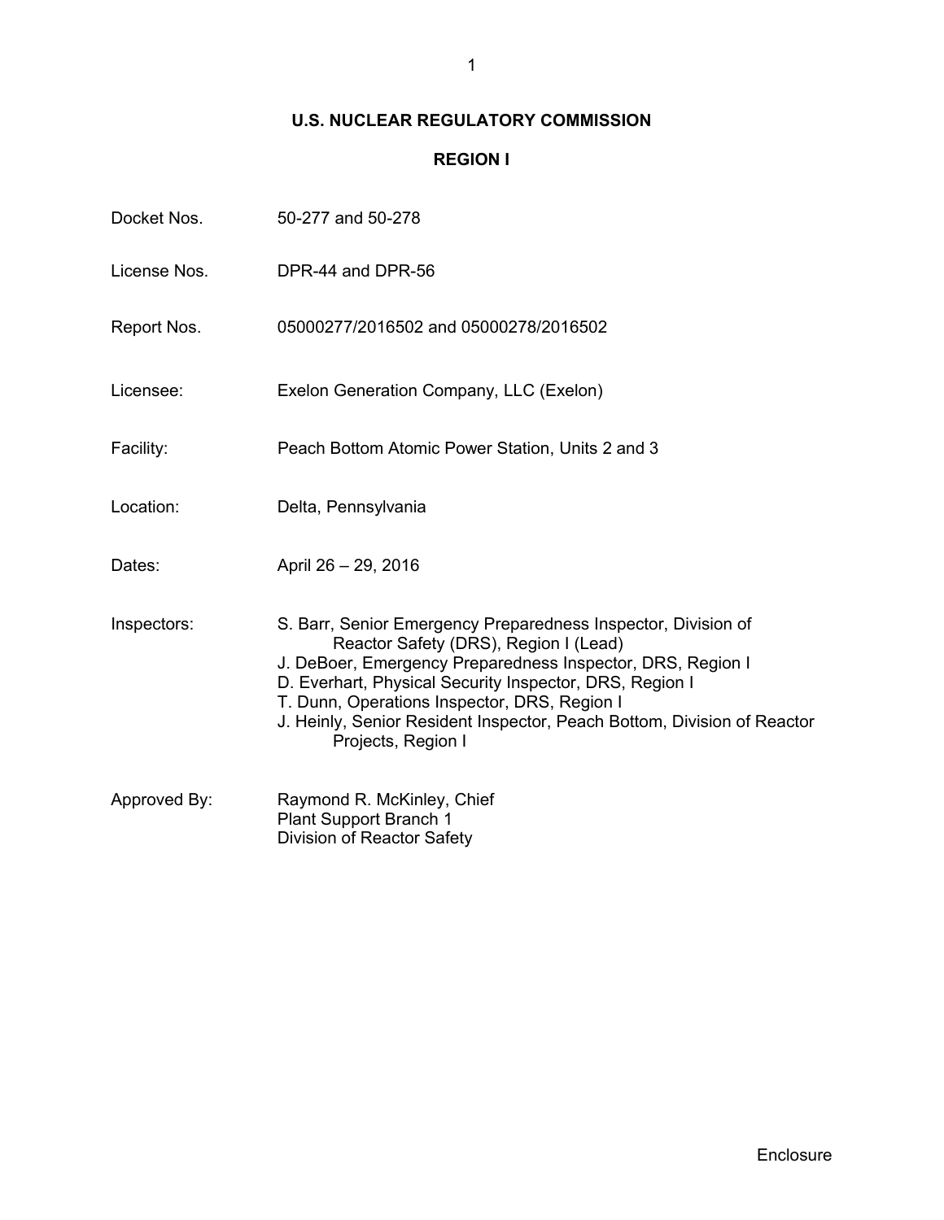# U.S. NUCLEAR REGULATORY COMMISSION

## REGION I

| | |
|---|---|
| Docket Nos. | 50-277 and 50-278 |
| License Nos. | DPR-44 and DPR-56 |
| Report Nos. | 05000277/2016502 and 05000278/2016502 |
| Licensee: | Exelon Generation Company, LLC (Exelon) |
| Facility: | Peach Bottom Atomic Power Station, Units 2 and 3 |
| Location: | Delta, Pennsylvania |
| Dates: | April 26 – 29, 2016 |
| Inspectors: | S. Barr, Senior Emergency Preparedness Inspector, Division of Reactor Safety (DRS), Region I (Lead)<br>J. DeBoer, Emergency Preparedness Inspector, DRS, Region I<br>D. Everhart, Physical Security Inspector, DRS, Region I<br>T. Dunn, Operations Inspector, DRS, Region I<br>J. Heinly, Senior Resident Inspector, Peach Bottom, Division of Reactor Projects, Region I |
| Approved By: | Raymond R. McKinley, Chief<br>Plant Support Branch 1<br>Division of Reactor Safety |

Enclosure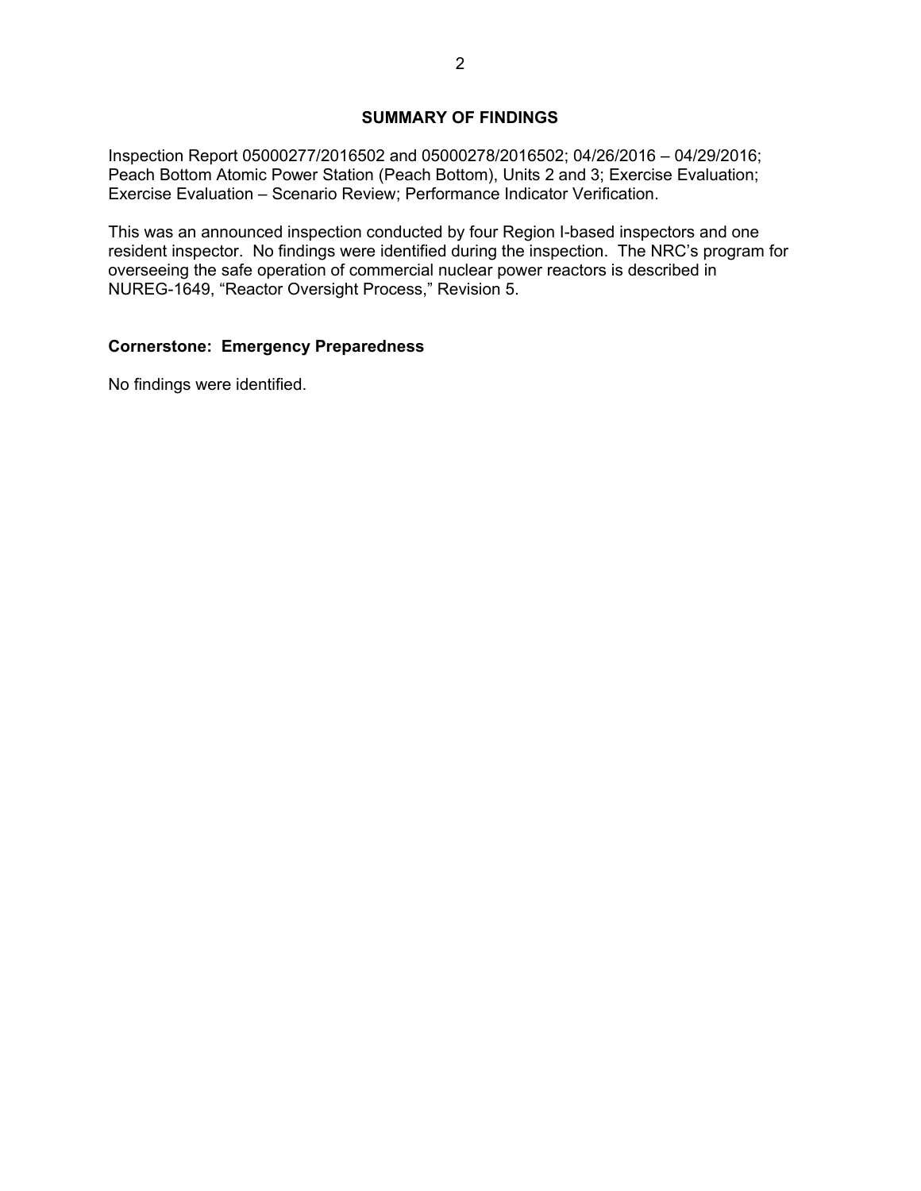## SUMMARY OF FINDINGS

Inspection Report 05000277/2016502 and 05000278/2016502; 04/26/2016 – 04/29/2016; Peach Bottom Atomic Power Station (Peach Bottom), Units 2 and 3; Exercise Evaluation; Exercise Evaluation – Scenario Review; Performance Indicator Verification.

This was an announced inspection conducted by four Region I-based inspectors and one resident inspector. No findings were identified during the inspection. The NRC's program for overseeing the safe operation of commercial nuclear power reactors is described in NUREG-1649, "Reactor Oversight Process," Revision 5.

### Cornerstone: Emergency Preparedness

No findings were identified.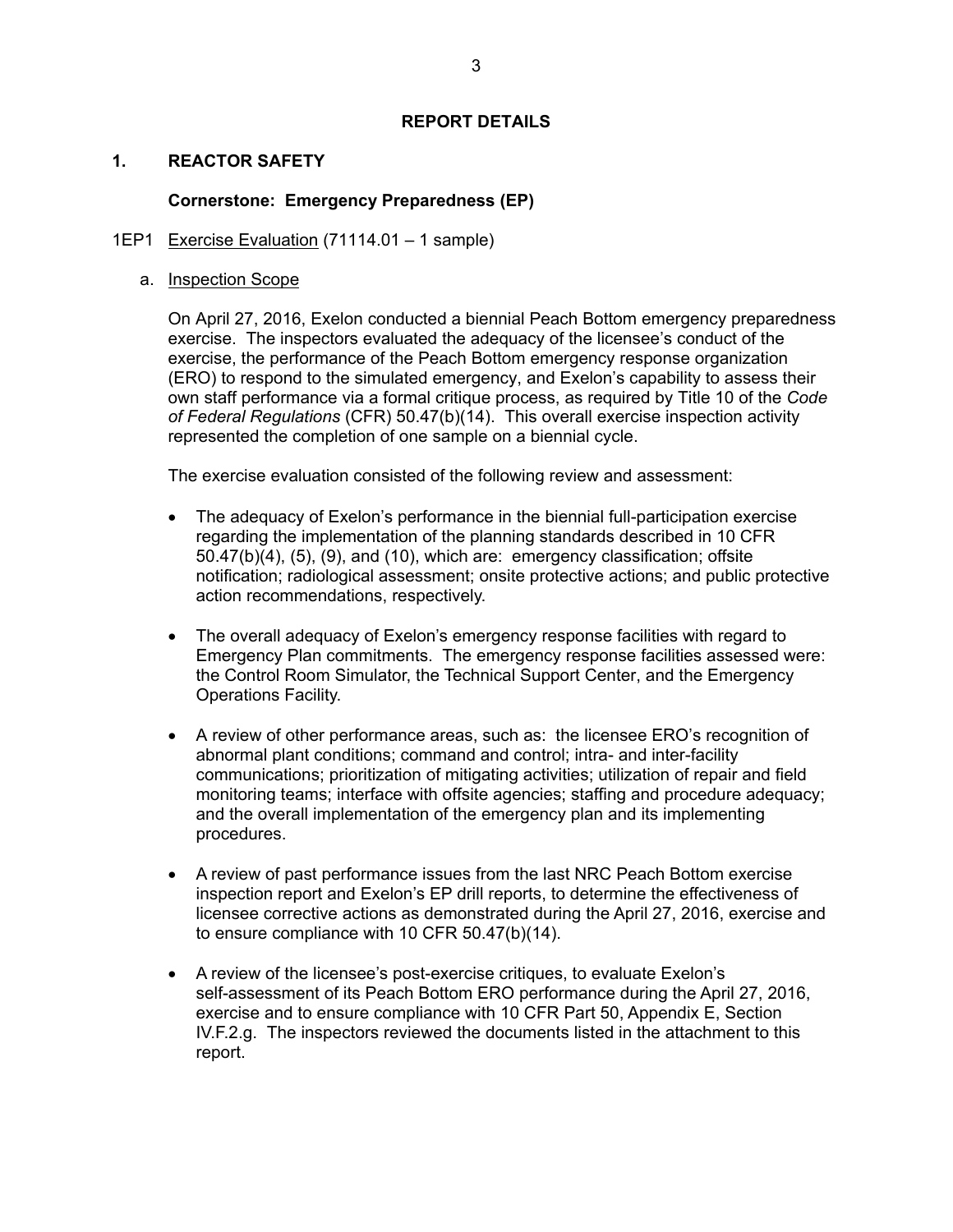## REPORT DETAILS

### 1. REACTOR SAFETY

**Cornerstone: Emergency Preparedness (EP)**

1EP1 <u>Exercise Evaluation</u> (71114.01 – 1 sample)

a. <u>Inspection Scope</u>

On April 27, 2016, Exelon conducted a biennial Peach Bottom emergency preparedness exercise. The inspectors evaluated the adequacy of the licensee's conduct of the exercise, the performance of the Peach Bottom emergency response organization (ERO) to respond to the simulated emergency, and Exelon's capability to assess their own staff performance via a formal critique process, as required by Title 10 of the *Code of Federal Regulations* (CFR) 50.47(b)(14). This overall exercise inspection activity represented the completion of one sample on a biennial cycle.

The exercise evaluation consisted of the following review and assessment:

- The adequacy of Exelon's performance in the biennial full-participation exercise regarding the implementation of the planning standards described in 10 CFR 50.47(b)(4), (5), (9), and (10), which are: emergency classification; offsite notification; radiological assessment; onsite protective actions; and public protective action recommendations, respectively.

- The overall adequacy of Exelon's emergency response facilities with regard to Emergency Plan commitments. The emergency response facilities assessed were: the Control Room Simulator, the Technical Support Center, and the Emergency Operations Facility.

- A review of other performance areas, such as: the licensee ERO's recognition of abnormal plant conditions; command and control; intra- and inter-facility communications; prioritization of mitigating activities; utilization of repair and field monitoring teams; interface with offsite agencies; staffing and procedure adequacy; and the overall implementation of the emergency plan and its implementing procedures.

- A review of past performance issues from the last NRC Peach Bottom exercise inspection report and Exelon's EP drill reports, to determine the effectiveness of licensee corrective actions as demonstrated during the April 27, 2016, exercise and to ensure compliance with 10 CFR 50.47(b)(14).

- A review of the licensee's post-exercise critiques, to evaluate Exelon's self-assessment of its Peach Bottom ERO performance during the April 27, 2016, exercise and to ensure compliance with 10 CFR Part 50, Appendix E, Section IV.F.2.g. The inspectors reviewed the documents listed in the attachment to this report.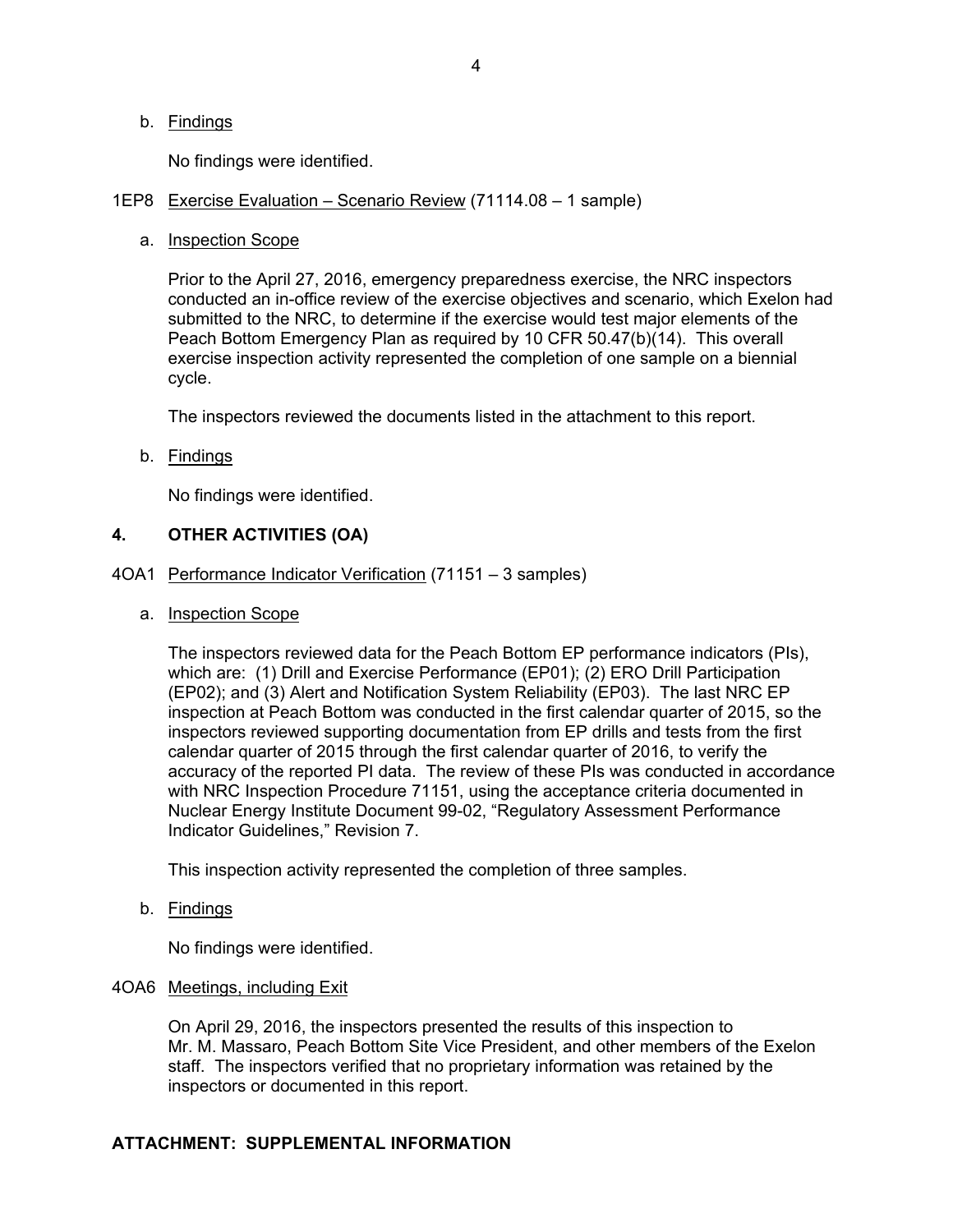b. Findings

No findings were identified.

1EP8 Exercise Evaluation – Scenario Review (71114.08 – 1 sample)

a. Inspection Scope

Prior to the April 27, 2016, emergency preparedness exercise, the NRC inspectors conducted an in-office review of the exercise objectives and scenario, which Exelon had submitted to the NRC, to determine if the exercise would test major elements of the Peach Bottom Emergency Plan as required by 10 CFR 50.47(b)(14). This overall exercise inspection activity represented the completion of one sample on a biennial cycle.

The inspectors reviewed the documents listed in the attachment to this report.

b. Findings

No findings were identified.

## 4. OTHER ACTIVITIES (OA)

4OA1 Performance Indicator Verification (71151 – 3 samples)

a. Inspection Scope

The inspectors reviewed data for the Peach Bottom EP performance indicators (PIs), which are: (1) Drill and Exercise Performance (EP01); (2) ERO Drill Participation (EP02); and (3) Alert and Notification System Reliability (EP03). The last NRC EP inspection at Peach Bottom was conducted in the first calendar quarter of 2015, so the inspectors reviewed supporting documentation from EP drills and tests from the first calendar quarter of 2015 through the first calendar quarter of 2016, to verify the accuracy of the reported PI data. The review of these PIs was conducted in accordance with NRC Inspection Procedure 71151, using the acceptance criteria documented in Nuclear Energy Institute Document 99-02, "Regulatory Assessment Performance Indicator Guidelines," Revision 7.

This inspection activity represented the completion of three samples.

b. Findings

No findings were identified.

4OA6 Meetings, including Exit

On April 29, 2016, the inspectors presented the results of this inspection to Mr. M. Massaro, Peach Bottom Site Vice President, and other members of the Exelon staff. The inspectors verified that no proprietary information was retained by the inspectors or documented in this report.

**ATTACHMENT: SUPPLEMENTAL INFORMATION**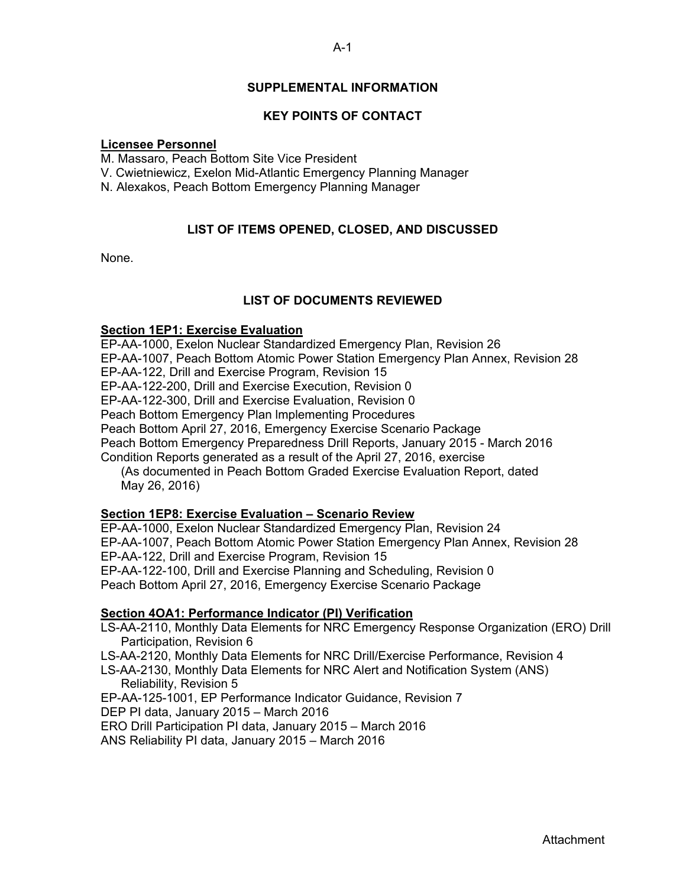## SUPPLEMENTAL INFORMATION

## KEY POINTS OF CONTACT

**Licensee Personnel**

M. Massaro, Peach Bottom Site Vice President
V. Cwietniewicz, Exelon Mid-Atlantic Emergency Planning Manager
N. Alexakos, Peach Bottom Emergency Planning Manager

## LIST OF ITEMS OPENED, CLOSED, AND DISCUSSED

None.

## LIST OF DOCUMENTS REVIEWED

**Section 1EP1: Exercise Evaluation**

EP-AA-1000, Exelon Nuclear Standardized Emergency Plan, Revision 26
EP-AA-1007, Peach Bottom Atomic Power Station Emergency Plan Annex, Revision 28
EP-AA-122, Drill and Exercise Program, Revision 15
EP-AA-122-200, Drill and Exercise Execution, Revision 0
EP-AA-122-300, Drill and Exercise Evaluation, Revision 0
Peach Bottom Emergency Plan Implementing Procedures
Peach Bottom April 27, 2016, Emergency Exercise Scenario Package
Peach Bottom Emergency Preparedness Drill Reports, January 2015 - March 2016
Condition Reports generated as a result of the April 27, 2016, exercise
(As documented in Peach Bottom Graded Exercise Evaluation Report, dated May 26, 2016)

**Section 1EP8: Exercise Evaluation – Scenario Review**

EP-AA-1000, Exelon Nuclear Standardized Emergency Plan, Revision 24
EP-AA-1007, Peach Bottom Atomic Power Station Emergency Plan Annex, Revision 28
EP-AA-122, Drill and Exercise Program, Revision 15
EP-AA-122-100, Drill and Exercise Planning and Scheduling, Revision 0
Peach Bottom April 27, 2016, Emergency Exercise Scenario Package

**Section 4OA1: Performance Indicator (PI) Verification**

LS-AA-2110, Monthly Data Elements for NRC Emergency Response Organization (ERO) Drill Participation, Revision 6
LS-AA-2120, Monthly Data Elements for NRC Drill/Exercise Performance, Revision 4
LS-AA-2130, Monthly Data Elements for NRC Alert and Notification System (ANS) Reliability, Revision 5
EP-AA-125-1001, EP Performance Indicator Guidance, Revision 7
DEP PI data, January 2015 – March 2016
ERO Drill Participation PI data, January 2015 – March 2016
ANS Reliability PI data, January 2015 – March 2016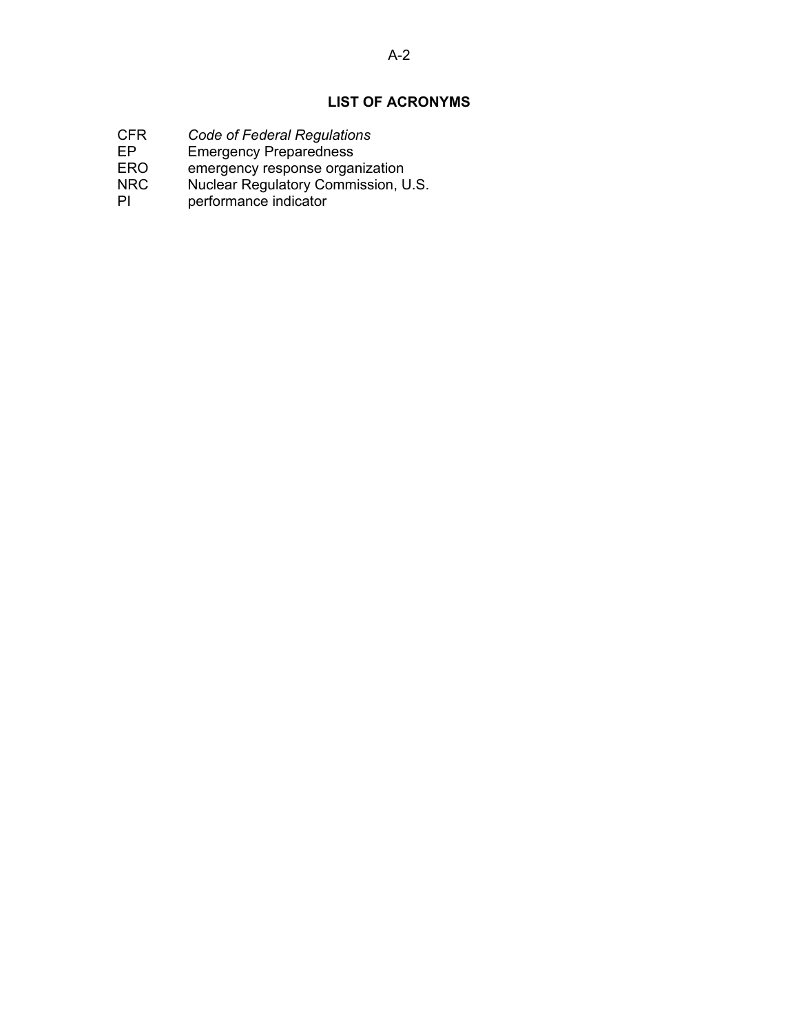## LIST OF ACRONYMS

| | |
|---|---|
| CFR | *Code of Federal Regulations* |
| EP | Emergency Preparedness |
| ERO | emergency response organization |
| NRC | Nuclear Regulatory Commission, U.S. |
| PI | performance indicator |